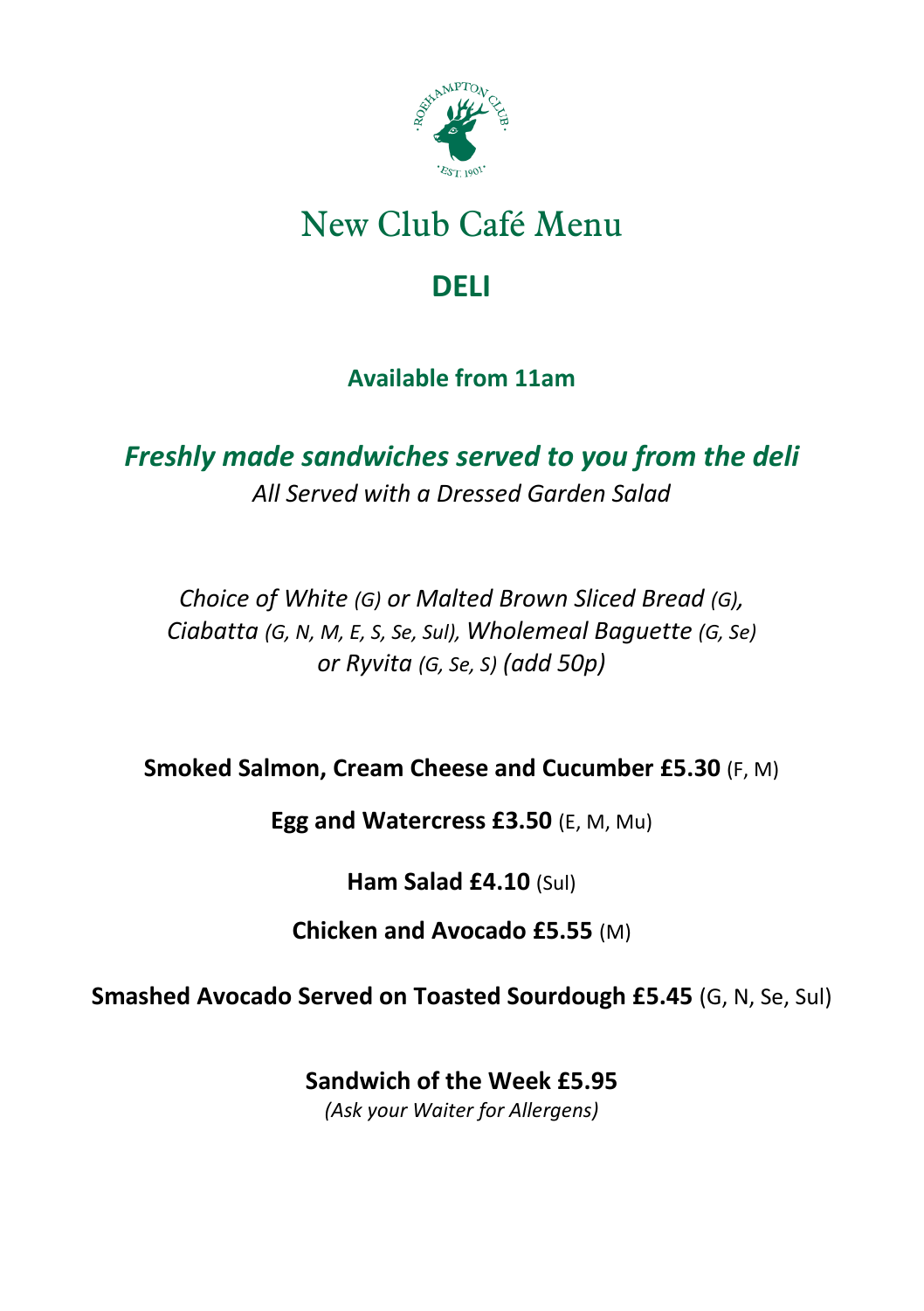# New Club Café Menu

## DELI

**Available from 11am**

***Freshly made sandwiches served to you from the deli***

*All Served with a Dressed Garden Salad*

*Choice of White (G) or Malted Brown Sliced Bread (G), Ciabatta (G, N, M, E, S, Se, Sul), Wholemeal Baguette (G, Se) or Ryvita (G, Se, S) (add 50p)*

**Smoked Salmon, Cream Cheese and Cucumber £5.30** (F, M)

**Egg and Watercress £3.50** (E, M, Mu)

**Ham Salad £4.10** (Sul)

**Chicken and Avocado £5.55** (M)

**Smashed Avocado Served on Toasted Sourdough £5.45** (G, N, Se, Sul)

**Sandwich of the Week £5.95**

*(Ask your Waiter for Allergens)*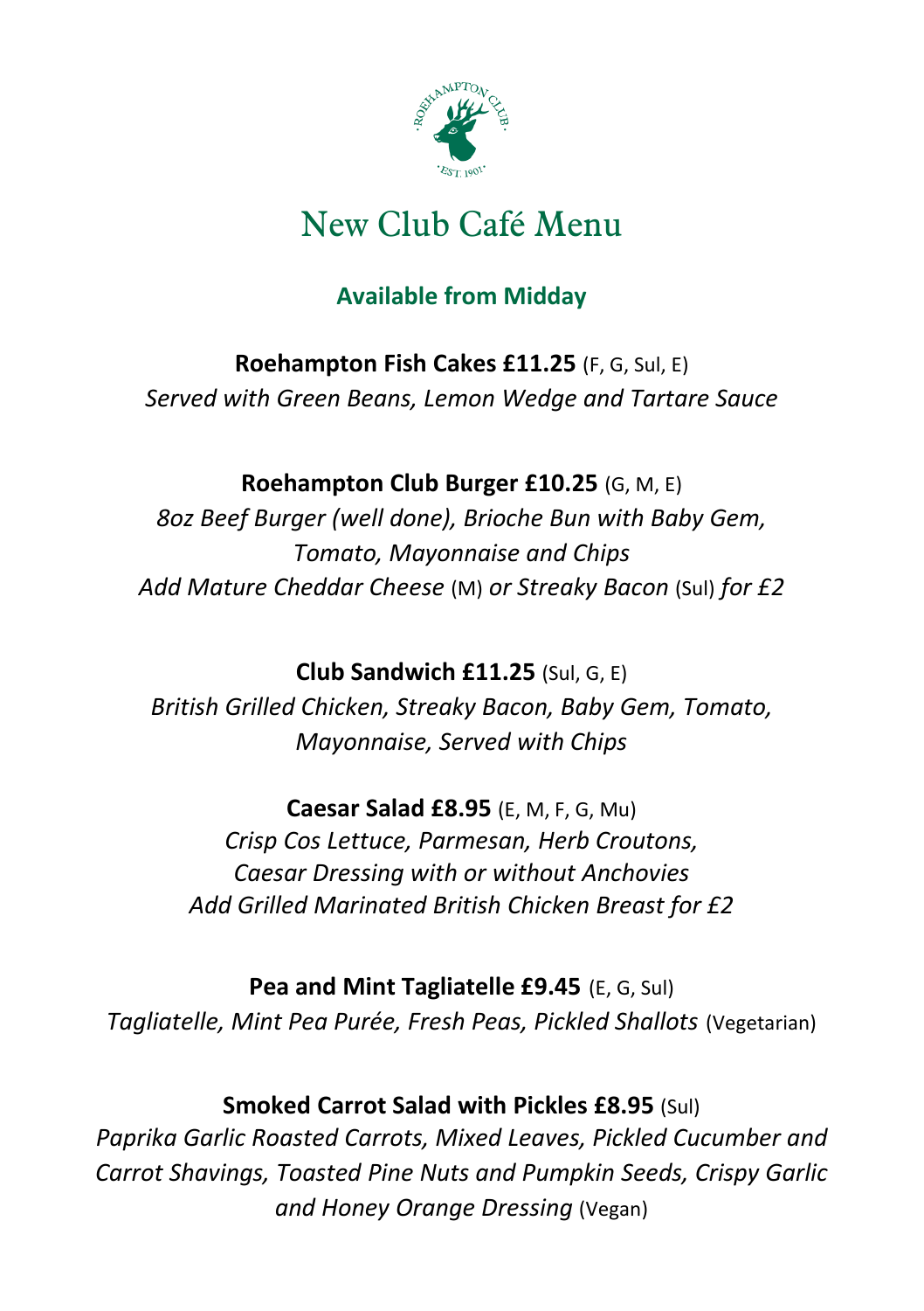# New Club Café Menu

## Available from Midday

**Roehampton Fish Cakes £11.25** (F, G, Sul, E)
*Served with Green Beans, Lemon Wedge and Tartare Sauce*

**Roehampton Club Burger £10.25** (G, M, E)
*8oz Beef Burger (well done), Brioche Bun with Baby Gem, Tomato, Mayonnaise and Chips*
*Add Mature Cheddar Cheese* (M) *or Streaky Bacon* (Sul) *for £2*

**Club Sandwich £11.25** (Sul, G, E)
*British Grilled Chicken, Streaky Bacon, Baby Gem, Tomato, Mayonnaise, Served with Chips*

**Caesar Salad £8.95** (E, M, F, G, Mu)
*Crisp Cos Lettuce, Parmesan, Herb Croutons, Caesar Dressing with or without Anchovies*
*Add Grilled Marinated British Chicken Breast for £2*

**Pea and Mint Tagliatelle £9.45** (E, G, Sul)
*Tagliatelle, Mint Pea Purée, Fresh Peas, Pickled Shallots* (Vegetarian)

**Smoked Carrot Salad with Pickles £8.95** (Sul)
*Paprika Garlic Roasted Carrots, Mixed Leaves, Pickled Cucumber and Carrot Shavings, Toasted Pine Nuts and Pumpkin Seeds, Crispy Garlic and Honey Orange Dressing* (Vegan)